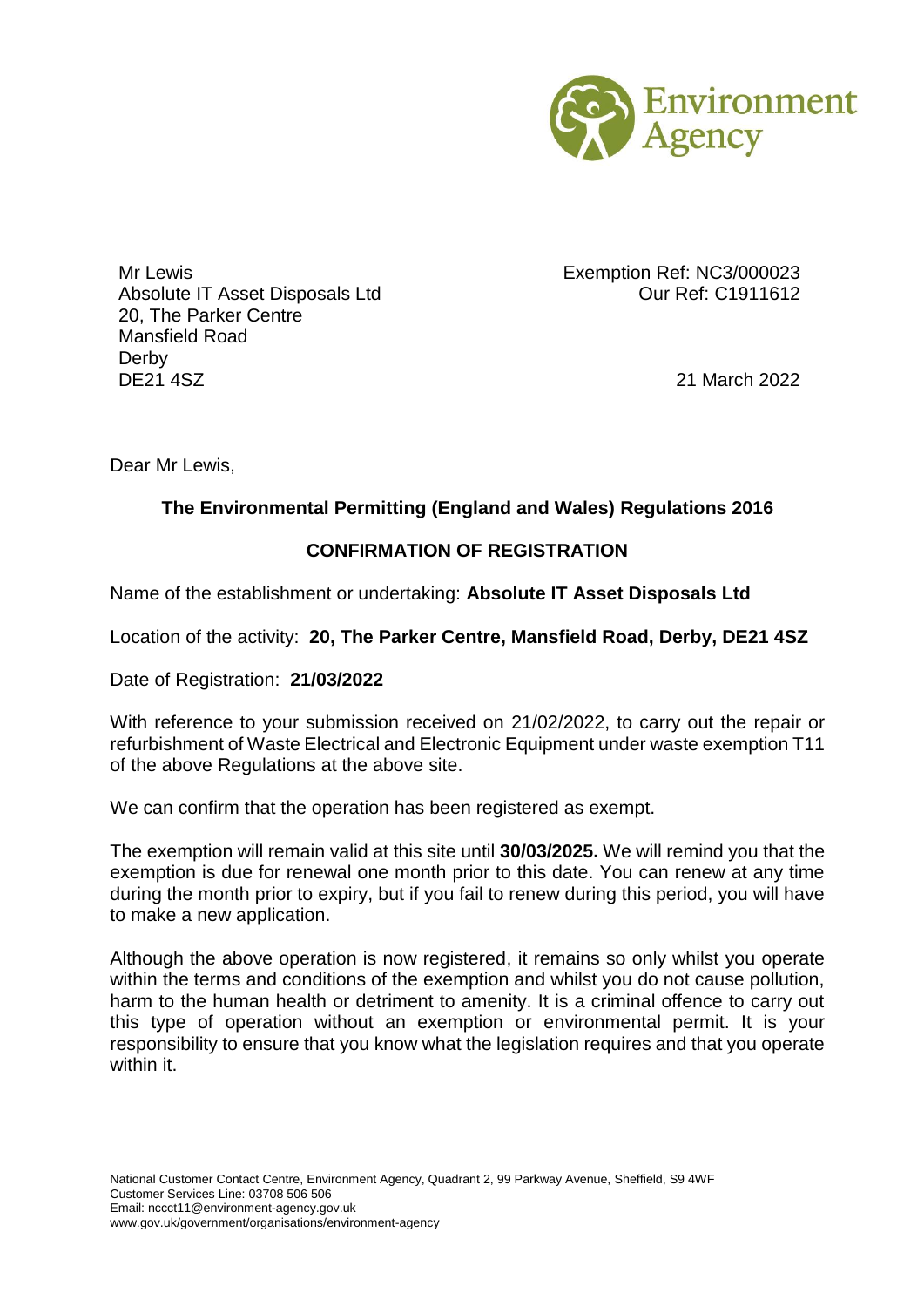Environment Agency

Mr Lewis
Absolute IT Asset Disposals Ltd
20, The Parker Centre
Mansfield Road
Derby
DE21 4SZ

Exemption Ref: NC3/000023
Our Ref: C1911612

21 March 2022

Dear Mr Lewis,

**The Environmental Permitting (England and Wales) Regulations 2016**

**CONFIRMATION OF REGISTRATION**

Name of the establishment or undertaking: **Absolute IT Asset Disposals Ltd**

Location of the activity: **20, The Parker Centre, Mansfield Road, Derby, DE21 4SZ**

Date of Registration: **21/03/2022**

With reference to your submission received on 21/02/2022, to carry out the repair or refurbishment of Waste Electrical and Electronic Equipment under waste exemption T11 of the above Regulations at the above site.

We can confirm that the operation has been registered as exempt.

The exemption will remain valid at this site until **30/03/2025.** We will remind you that the exemption is due for renewal one month prior to this date. You can renew at any time during the month prior to expiry, but if you fail to renew during this period, you will have to make a new application.

Although the above operation is now registered, it remains so only whilst you operate within the terms and conditions of the exemption and whilst you do not cause pollution, harm to the human health or detriment to amenity. It is a criminal offence to carry out this type of operation without an exemption or environmental permit. It is your responsibility to ensure that you know what the legislation requires and that you operate within it.

National Customer Contact Centre, Environment Agency, Quadrant 2, 99 Parkway Avenue, Sheffield, S9 4WF
Customer Services Line: 03708 506 506
Email: nccct11@environment-agency.gov.uk
www.gov.uk/government/organisations/environment-agency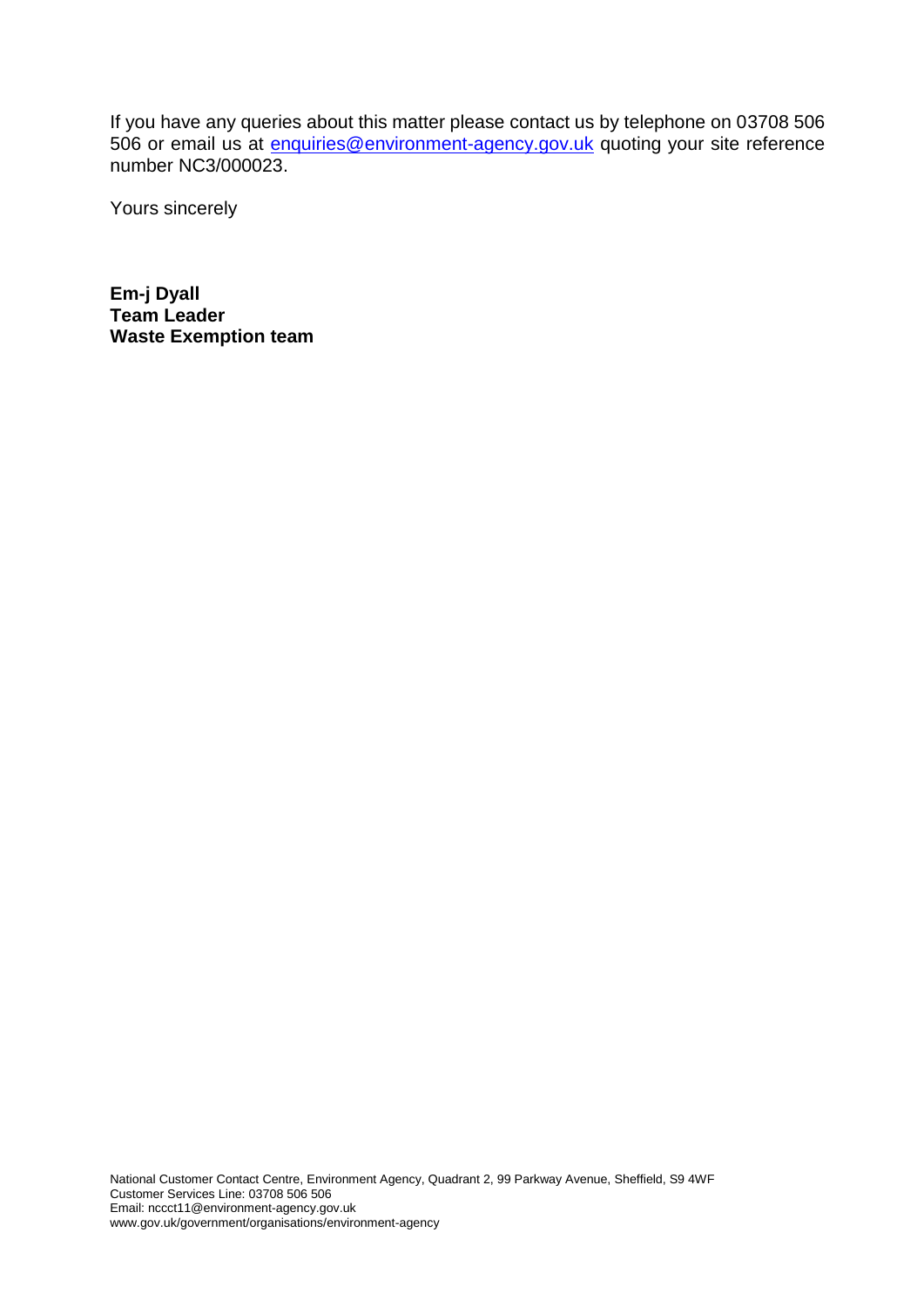If you have any queries about this matter please contact us by telephone on 03708 506 506 or email us at [enquiries@environment-agency.gov.uk](mailto:enquiries@environment-agency.gov.uk) quoting your site reference number NC3/000023.

Yours sincerely

**Em-j Dyall**
**Team Leader**
**Waste Exemption team**

National Customer Contact Centre, Environment Agency, Quadrant 2, 99 Parkway Avenue, Sheffield, S9 4WF
Customer Services Line: 03708 506 506
Email: nccct11@environment-agency.gov.uk
www.gov.uk/government/organisations/environment-agency